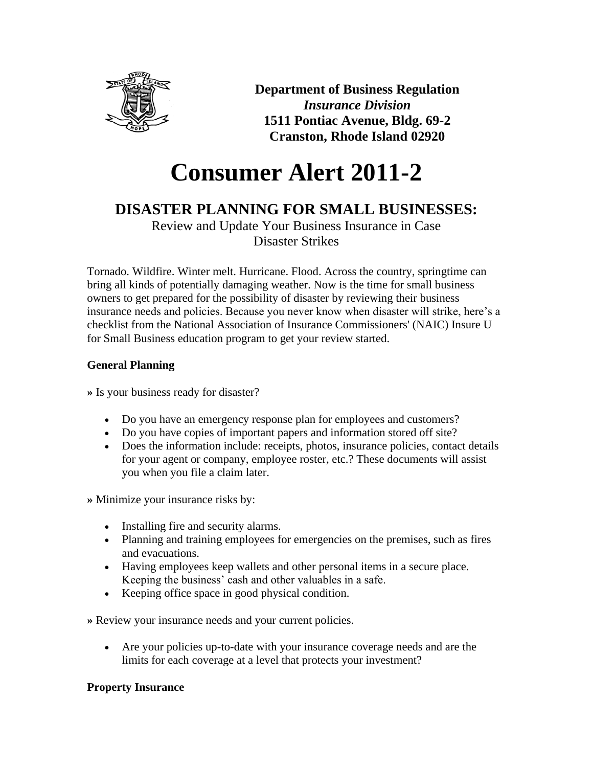**Department of Business Regulation**
***Insurance Division***
**1511 Pontiac Avenue, Bldg. 69-2**
**Cranston, Rhode Island 02920**

# Consumer Alert 2011-2

## DISASTER PLANNING FOR SMALL BUSINESSES:

Review and Update Your Business Insurance in Case Disaster Strikes

Tornado. Wildfire. Winter melt. Hurricane. Flood. Across the country, springtime can bring all kinds of potentially damaging weather. Now is the time for small business owners to get prepared for the possibility of disaster by reviewing their business insurance needs and policies. Because you never know when disaster will strike, here's a checklist from the National Association of Insurance Commissioners' (NAIC) Insure U for Small Business education program to get your review started.

**General Planning**

**»** Is your business ready for disaster?

- Do you have an emergency response plan for employees and customers?
- Do you have copies of important papers and information stored off site?
- Does the information include: receipts, photos, insurance policies, contact details for your agent or company, employee roster, etc.? These documents will assist you when you file a claim later.

**»** Minimize your insurance risks by:

- Installing fire and security alarms.
- Planning and training employees for emergencies on the premises, such as fires and evacuations.
- Having employees keep wallets and other personal items in a secure place. Keeping the business' cash and other valuables in a safe.
- Keeping office space in good physical condition.

**»** Review your insurance needs and your current policies.

- Are your policies up-to-date with your insurance coverage needs and are the limits for each coverage at a level that protects your investment?

**Property Insurance**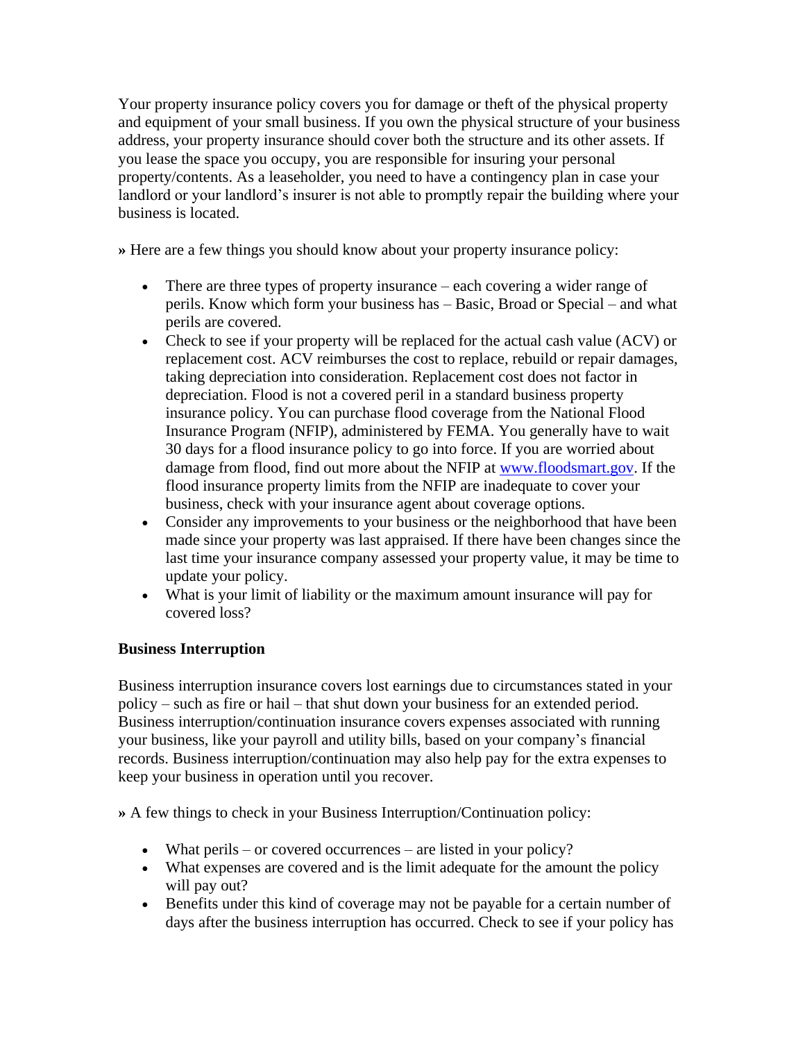Your property insurance policy covers you for damage or theft of the physical property and equipment of your small business. If you own the physical structure of your business address, your property insurance should cover both the structure and its other assets. If you lease the space you occupy, you are responsible for insuring your personal property/contents. As a leaseholder, you need to have a contingency plan in case your landlord or your landlord's insurer is not able to promptly repair the building where your business is located.

**»** Here are a few things you should know about your property insurance policy:

- There are three types of property insurance – each covering a wider range of perils. Know which form your business has – Basic, Broad or Special – and what perils are covered.
- Check to see if your property will be replaced for the actual cash value (ACV) or replacement cost. ACV reimburses the cost to replace, rebuild or repair damages, taking depreciation into consideration. Replacement cost does not factor in depreciation. Flood is not a covered peril in a standard business property insurance policy. You can purchase flood coverage from the National Flood Insurance Program (NFIP), administered by FEMA. You generally have to wait 30 days for a flood insurance policy to go into force. If you are worried about damage from flood, find out more about the NFIP at [www.floodsmart.gov](http://www.floodsmart.gov). If the flood insurance property limits from the NFIP are inadequate to cover your business, check with your insurance agent about coverage options.
- Consider any improvements to your business or the neighborhood that have been made since your property was last appraised. If there have been changes since the last time your insurance company assessed your property value, it may be time to update your policy.
- What is your limit of liability or the maximum amount insurance will pay for covered loss?

**Business Interruption**

Business interruption insurance covers lost earnings due to circumstances stated in your policy – such as fire or hail – that shut down your business for an extended period. Business interruption/continuation insurance covers expenses associated with running your business, like your payroll and utility bills, based on your company's financial records. Business interruption/continuation may also help pay for the extra expenses to keep your business in operation until you recover.

**»** A few things to check in your Business Interruption/Continuation policy:

- What perils – or covered occurrences – are listed in your policy?
- What expenses are covered and is the limit adequate for the amount the policy will pay out?
- Benefits under this kind of coverage may not be payable for a certain number of days after the business interruption has occurred. Check to see if your policy has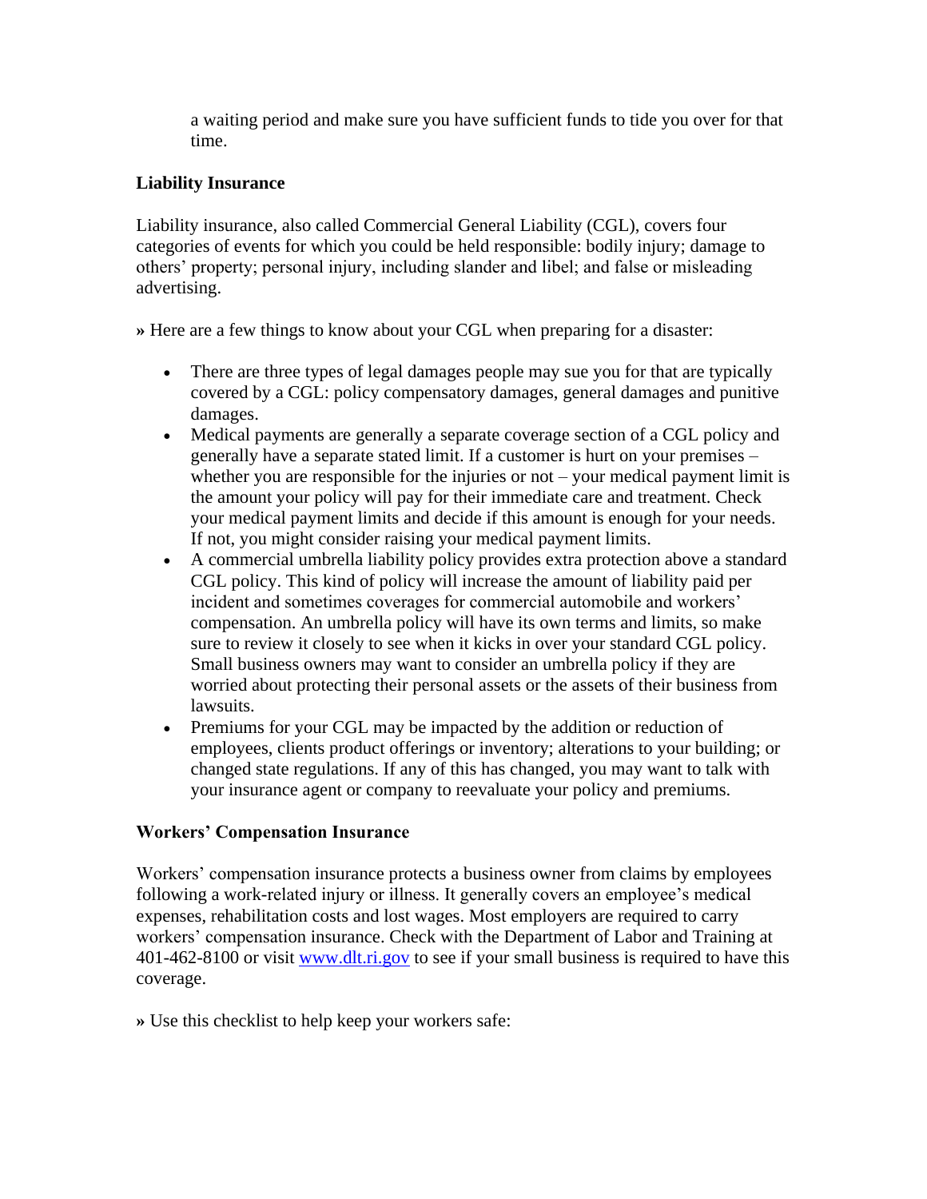a waiting period and make sure you have sufficient funds to tide you over for that time.

**Liability Insurance**

Liability insurance, also called Commercial General Liability (CGL), covers four categories of events for which you could be held responsible: bodily injury; damage to others' property; personal injury, including slander and libel; and false or misleading advertising.

**»** Here are a few things to know about your CGL when preparing for a disaster:

- There are three types of legal damages people may sue you for that are typically covered by a CGL: policy compensatory damages, general damages and punitive damages.
- Medical payments are generally a separate coverage section of a CGL policy and generally have a separate stated limit. If a customer is hurt on your premises – whether you are responsible for the injuries or not – your medical payment limit is the amount your policy will pay for their immediate care and treatment. Check your medical payment limits and decide if this amount is enough for your needs. If not, you might consider raising your medical payment limits.
- A commercial umbrella liability policy provides extra protection above a standard CGL policy. This kind of policy will increase the amount of liability paid per incident and sometimes coverages for commercial automobile and workers' compensation. An umbrella policy will have its own terms and limits, so make sure to review it closely to see when it kicks in over your standard CGL policy. Small business owners may want to consider an umbrella policy if they are worried about protecting their personal assets or the assets of their business from lawsuits.
- Premiums for your CGL may be impacted by the addition or reduction of employees, clients product offerings or inventory; alterations to your building; or changed state regulations. If any of this has changed, you may want to talk with your insurance agent or company to reevaluate your policy and premiums.

**Workers' Compensation Insurance**

Workers' compensation insurance protects a business owner from claims by employees following a work-related injury or illness. It generally covers an employee's medical expenses, rehabilitation costs and lost wages. Most employers are required to carry workers' compensation insurance. Check with the Department of Labor and Training at 401-462-8100 or visit [www.dlt.ri.gov](http://www.dlt.ri.gov) to see if your small business is required to have this coverage.

**»** Use this checklist to help keep your workers safe: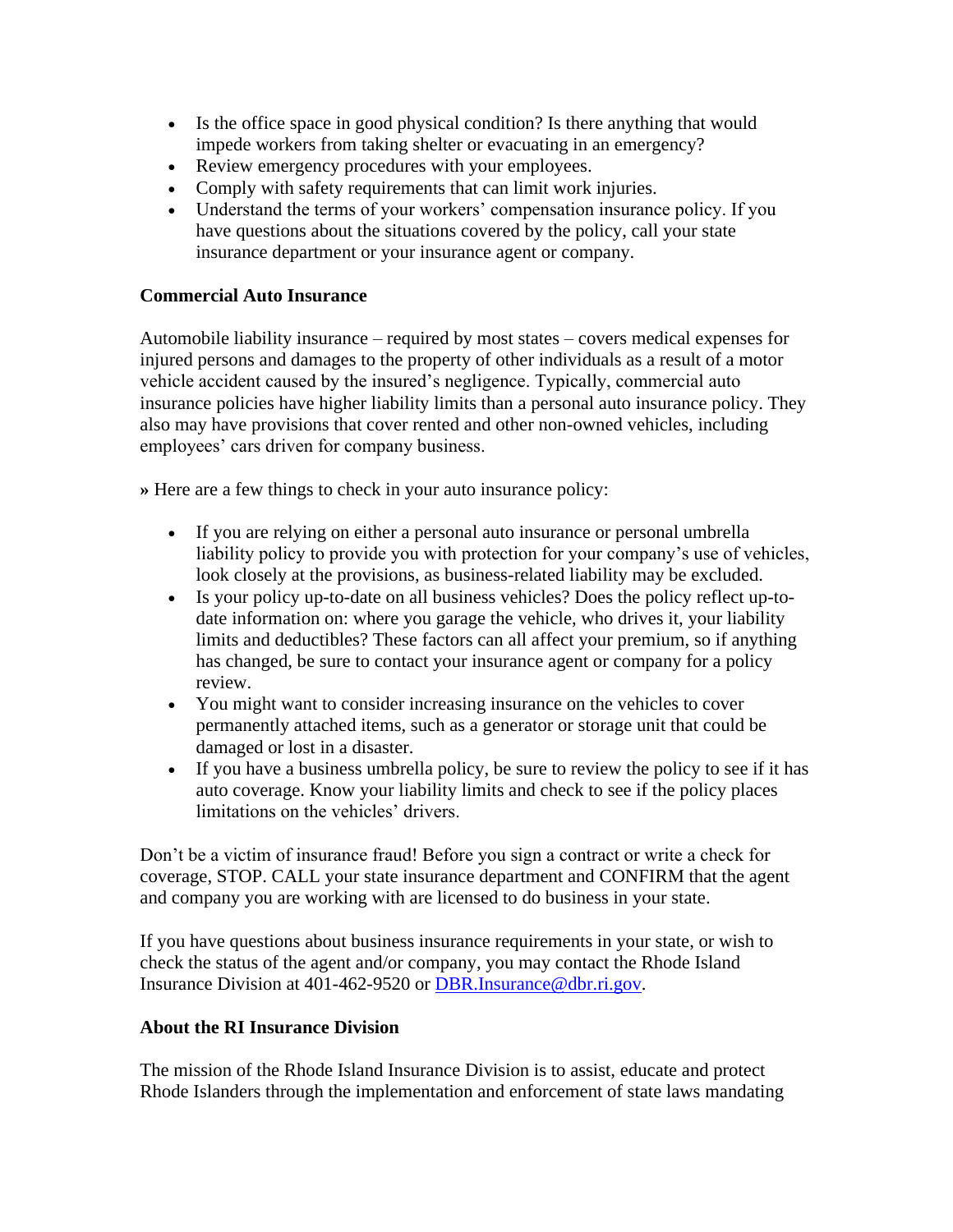- Is the office space in good physical condition? Is there anything that would impede workers from taking shelter or evacuating in an emergency?
- Review emergency procedures with your employees.
- Comply with safety requirements that can limit work injuries.
- Understand the terms of your workers' compensation insurance policy. If you have questions about the situations covered by the policy, call your state insurance department or your insurance agent or company.

**Commercial Auto Insurance**

Automobile liability insurance – required by most states – covers medical expenses for injured persons and damages to the property of other individuals as a result of a motor vehicle accident caused by the insured's negligence. Typically, commercial auto insurance policies have higher liability limits than a personal auto insurance policy. They also may have provisions that cover rented and other non-owned vehicles, including employees' cars driven for company business.

**»** Here are a few things to check in your auto insurance policy:

- If you are relying on either a personal auto insurance or personal umbrella liability policy to provide you with protection for your company's use of vehicles, look closely at the provisions, as business-related liability may be excluded.
- Is your policy up-to-date on all business vehicles? Does the policy reflect up-to-date information on: where you garage the vehicle, who drives it, your liability limits and deductibles? These factors can all affect your premium, so if anything has changed, be sure to contact your insurance agent or company for a policy review.
- You might want to consider increasing insurance on the vehicles to cover permanently attached items, such as a generator or storage unit that could be damaged or lost in a disaster.
- If you have a business umbrella policy, be sure to review the policy to see if it has auto coverage. Know your liability limits and check to see if the policy places limitations on the vehicles' drivers.

Don't be a victim of insurance fraud! Before you sign a contract or write a check for coverage, STOP. CALL your state insurance department and CONFIRM that the agent and company you are working with are licensed to do business in your state.

If you have questions about business insurance requirements in your state, or wish to check the status of the agent and/or company, you may contact the Rhode Island Insurance Division at 401-462-9520 or [DBR.Insurance@dbr.ri.gov](mailto:DBR.Insurance@dbr.ri.gov).

**About the RI Insurance Division**

The mission of the Rhode Island Insurance Division is to assist, educate and protect Rhode Islanders through the implementation and enforcement of state laws mandating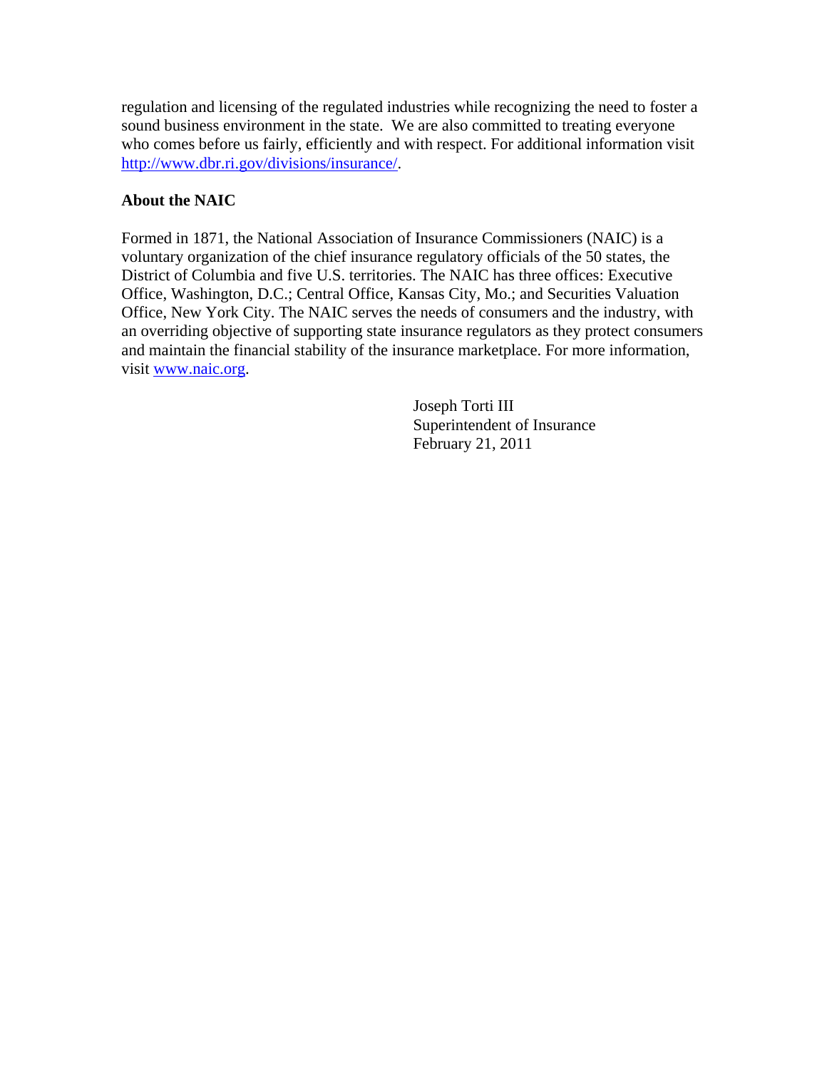regulation and licensing of the regulated industries while recognizing the need to foster a sound business environment in the state. We are also committed to treating everyone who comes before us fairly, efficiently and with respect. For additional information visit http://www.dbr.ri.gov/divisions/insurance/.

**About the NAIC**

Formed in 1871, the National Association of Insurance Commissioners (NAIC) is a voluntary organization of the chief insurance regulatory officials of the 50 states, the District of Columbia and five U.S. territories. The NAIC has three offices: Executive Office, Washington, D.C.; Central Office, Kansas City, Mo.; and Securities Valuation Office, New York City. The NAIC serves the needs of consumers and the industry, with an overriding objective of supporting state insurance regulators as they protect consumers and maintain the financial stability of the insurance marketplace. For more information, visit www.naic.org.

Joseph Torti III
Superintendent of Insurance
February 21, 2011